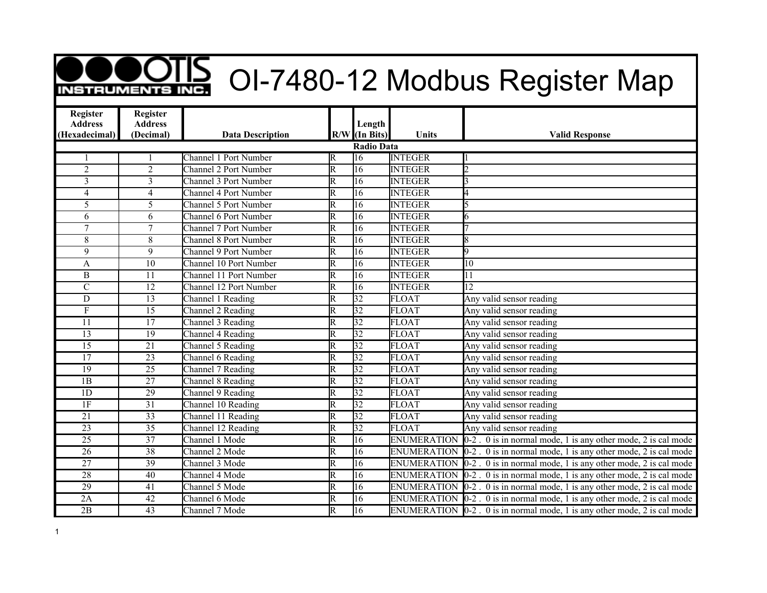# OI-7480-12 Modbus Register Map

| Register Address (Hexadecimal) | Register Address (Decimal) | Data Description | R/W | Length (In Bits) | Units | Valid Response |
|---|---|---|---|---|---|---|
| | | | | **Radio Data** | | |
| 1 | 1 | Channel 1 Port Number | R | 16 | INTEGER | 1 |
| 2 | 2 | Channel 2 Port Number | R | 16 | INTEGER | 2 |
| 3 | 3 | Channel 3 Port Number | R | 16 | INTEGER | 3 |
| 4 | 4 | Channel 4 Port Number | R | 16 | INTEGER | 4 |
| 5 | 5 | Channel 5 Port Number | R | 16 | INTEGER | 5 |
| 6 | 6 | Channel 6 Port Number | R | 16 | INTEGER | 6 |
| 7 | 7 | Channel 7 Port Number | R | 16 | INTEGER | 7 |
| 8 | 8 | Channel 8 Port Number | R | 16 | INTEGER | 8 |
| 9 | 9 | Channel 9 Port Number | R | 16 | INTEGER | 9 |
| A | 10 | Channel 10 Port Number | R | 16 | INTEGER | 10 |
| B | 11 | Channel 11 Port Number | R | 16 | INTEGER | 11 |
| C | 12 | Channel 12 Port Number | R | 16 | INTEGER | 12 |
| D | 13 | Channel 1 Reading | R | 32 | FLOAT | Any valid sensor reading |
| F | 15 | Channel 2 Reading | R | 32 | FLOAT | Any valid sensor reading |
| 11 | 17 | Channel 3 Reading | R | 32 | FLOAT | Any valid sensor reading |
| 13 | 19 | Channel 4 Reading | R | 32 | FLOAT | Any valid sensor reading |
| 15 | 21 | Channel 5 Reading | R | 32 | FLOAT | Any valid sensor reading |
| 17 | 23 | Channel 6 Reading | R | 32 | FLOAT | Any valid sensor reading |
| 19 | 25 | Channel 7 Reading | R | 32 | FLOAT | Any valid sensor reading |
| 1B | 27 | Channel 8 Reading | R | 32 | FLOAT | Any valid sensor reading |
| 1D | 29 | Channel 9 Reading | R | 32 | FLOAT | Any valid sensor reading |
| 1F | 31 | Channel 10 Reading | R | 32 | FLOAT | Any valid sensor reading |
| 21 | 33 | Channel 11 Reading | R | 32 | FLOAT | Any valid sensor reading |
| 23 | 35 | Channel 12 Reading | R | 32 | FLOAT | Any valid sensor reading |
| 25 | 37 | Channel 1 Mode | R | 16 | ENUMERATION | 0-2 . 0 is in normal mode, 1 is any other mode, 2 is cal mode |
| 26 | 38 | Channel 2 Mode | R | 16 | ENUMERATION | 0-2 . 0 is in normal mode, 1 is any other mode, 2 is cal mode |
| 27 | 39 | Channel 3 Mode | R | 16 | ENUMERATION | 0-2 . 0 is in normal mode, 1 is any other mode, 2 is cal mode |
| 28 | 40 | Channel 4 Mode | R | 16 | ENUMERATION | 0-2 . 0 is in normal mode, 1 is any other mode, 2 is cal mode |
| 29 | 41 | Channel 5 Mode | R | 16 | ENUMERATION | 0-2 . 0 is in normal mode, 1 is any other mode, 2 is cal mode |
| 2A | 42 | Channel 6 Mode | R | 16 | ENUMERATION | 0-2 . 0 is in normal mode, 1 is any other mode, 2 is cal mode |
| 2B | 43 | Channel 7 Mode | R | 16 | ENUMERATION | 0-2 . 0 is in normal mode, 1 is any other mode, 2 is cal mode |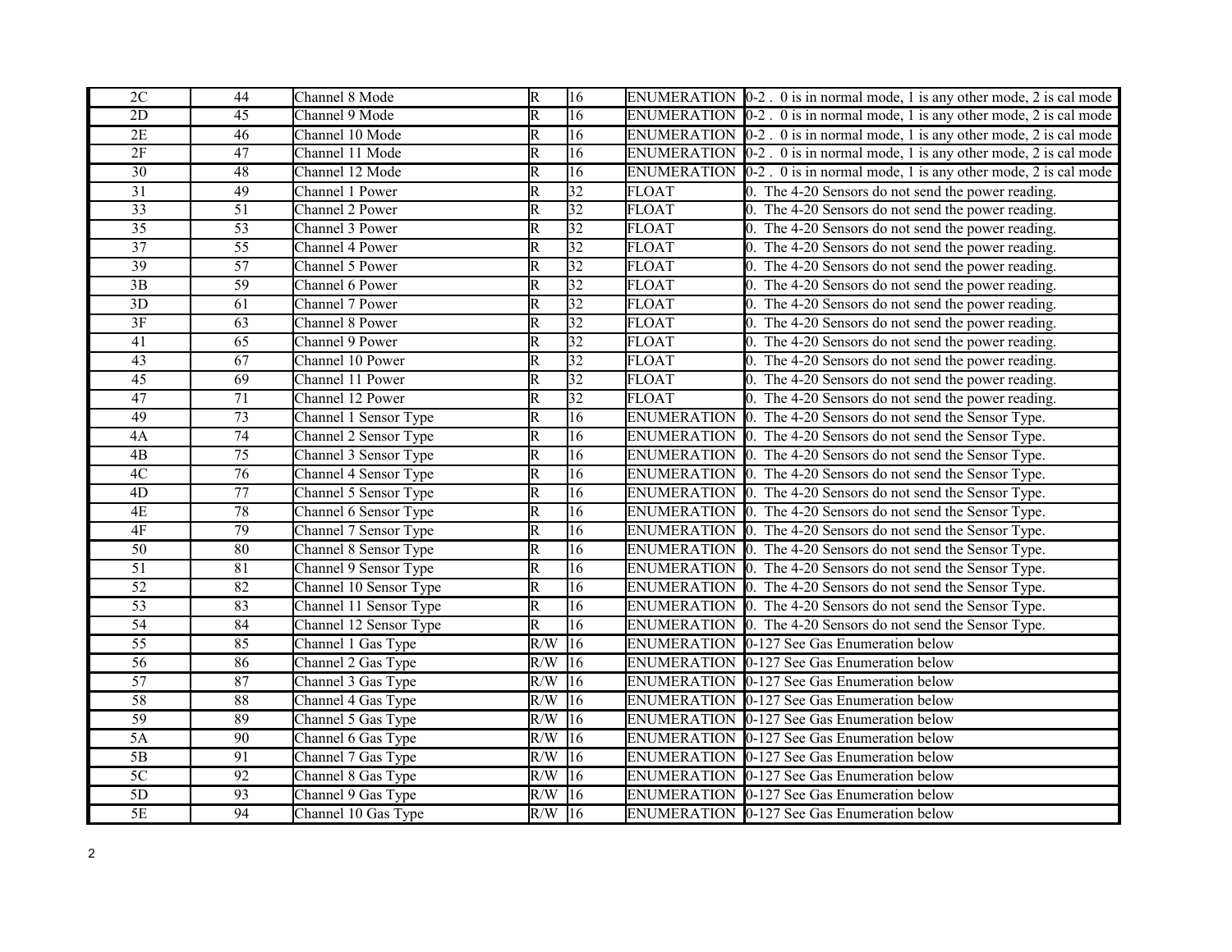| 2C | 44 | Channel 8 Mode | R | 16 | ENUMERATION | 0-2 . 0 is in normal mode, 1 is any other mode, 2 is cal mode |
|---|---|---|---|---|---|---|
| 2D | 45 | Channel 9 Mode | R | 16 | ENUMERATION | 0-2 . 0 is in normal mode, 1 is any other mode, 2 is cal mode |
| 2E | 46 | Channel 10 Mode | R | 16 | ENUMERATION | 0-2 . 0 is in normal mode, 1 is any other mode, 2 is cal mode |
| 2F | 47 | Channel 11 Mode | R | 16 | ENUMERATION | 0-2 . 0 is in normal mode, 1 is any other mode, 2 is cal mode |
| 30 | 48 | Channel 12 Mode | R | 16 | ENUMERATION | 0-2 . 0 is in normal mode, 1 is any other mode, 2 is cal mode |
| 31 | 49 | Channel 1 Power | R | 32 | FLOAT | 0. The 4-20 Sensors do not send the power reading. |
| 33 | 51 | Channel 2 Power | R | 32 | FLOAT | 0. The 4-20 Sensors do not send the power reading. |
| 35 | 53 | Channel 3 Power | R | 32 | FLOAT | 0. The 4-20 Sensors do not send the power reading. |
| 37 | 55 | Channel 4 Power | R | 32 | FLOAT | 0. The 4-20 Sensors do not send the power reading. |
| 39 | 57 | Channel 5 Power | R | 32 | FLOAT | 0. The 4-20 Sensors do not send the power reading. |
| 3B | 59 | Channel 6 Power | R | 32 | FLOAT | 0. The 4-20 Sensors do not send the power reading. |
| 3D | 61 | Channel 7 Power | R | 32 | FLOAT | 0. The 4-20 Sensors do not send the power reading. |
| 3F | 63 | Channel 8 Power | R | 32 | FLOAT | 0. The 4-20 Sensors do not send the power reading. |
| 41 | 65 | Channel 9 Power | R | 32 | FLOAT | 0. The 4-20 Sensors do not send the power reading. |
| 43 | 67 | Channel 10 Power | R | 32 | FLOAT | 0. The 4-20 Sensors do not send the power reading. |
| 45 | 69 | Channel 11 Power | R | 32 | FLOAT | 0. The 4-20 Sensors do not send the power reading. |
| 47 | 71 | Channel 12 Power | R | 32 | FLOAT | 0. The 4-20 Sensors do not send the power reading. |
| 49 | 73 | Channel 1 Sensor Type | R | 16 | ENUMERATION | 0. The 4-20 Sensors do not send the Sensor Type. |
| 4A | 74 | Channel 2 Sensor Type | R | 16 | ENUMERATION | 0. The 4-20 Sensors do not send the Sensor Type. |
| 4B | 75 | Channel 3 Sensor Type | R | 16 | ENUMERATION | 0. The 4-20 Sensors do not send the Sensor Type. |
| 4C | 76 | Channel 4 Sensor Type | R | 16 | ENUMERATION | 0. The 4-20 Sensors do not send the Sensor Type. |
| 4D | 77 | Channel 5 Sensor Type | R | 16 | ENUMERATION | 0. The 4-20 Sensors do not send the Sensor Type. |
| 4E | 78 | Channel 6 Sensor Type | R | 16 | ENUMERATION | 0. The 4-20 Sensors do not send the Sensor Type. |
| 4F | 79 | Channel 7 Sensor Type | R | 16 | ENUMERATION | 0. The 4-20 Sensors do not send the Sensor Type. |
| 50 | 80 | Channel 8 Sensor Type | R | 16 | ENUMERATION | 0. The 4-20 Sensors do not send the Sensor Type. |
| 51 | 81 | Channel 9 Sensor Type | R | 16 | ENUMERATION | 0. The 4-20 Sensors do not send the Sensor Type. |
| 52 | 82 | Channel 10 Sensor Type | R | 16 | ENUMERATION | 0. The 4-20 Sensors do not send the Sensor Type. |
| 53 | 83 | Channel 11 Sensor Type | R | 16 | ENUMERATION | 0. The 4-20 Sensors do not send the Sensor Type. |
| 54 | 84 | Channel 12 Sensor Type | R | 16 | ENUMERATION | 0. The 4-20 Sensors do not send the Sensor Type. |
| 55 | 85 | Channel 1 Gas Type | R/W | 16 | ENUMERATION | 0-127 See Gas Enumeration below |
| 56 | 86 | Channel 2 Gas Type | R/W | 16 | ENUMERATION | 0-127 See Gas Enumeration below |
| 57 | 87 | Channel 3 Gas Type | R/W | 16 | ENUMERATION | 0-127 See Gas Enumeration below |
| 58 | 88 | Channel 4 Gas Type | R/W | 16 | ENUMERATION | 0-127 See Gas Enumeration below |
| 59 | 89 | Channel 5 Gas Type | R/W | 16 | ENUMERATION | 0-127 See Gas Enumeration below |
| 5A | 90 | Channel 6 Gas Type | R/W | 16 | ENUMERATION | 0-127 See Gas Enumeration below |
| 5B | 91 | Channel 7 Gas Type | R/W | 16 | ENUMERATION | 0-127 See Gas Enumeration below |
| 5C | 92 | Channel 8 Gas Type | R/W | 16 | ENUMERATION | 0-127 See Gas Enumeration below |
| 5D | 93 | Channel 9 Gas Type | R/W | 16 | ENUMERATION | 0-127 See Gas Enumeration below |
| 5E | 94 | Channel 10 Gas Type | R/W | 16 | ENUMERATION | 0-127 See Gas Enumeration below |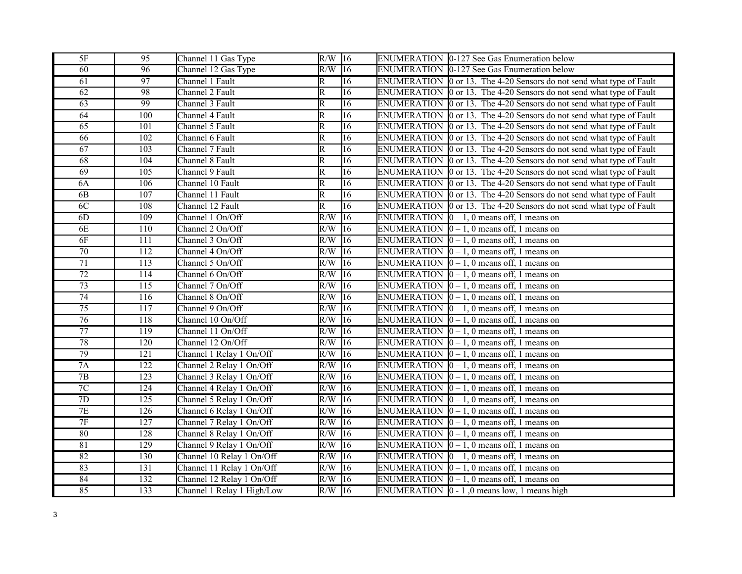| 5F | 95 | Channel 11 Gas Type | R/W | 16 | ENUMERATION | 0-127 See Gas Enumeration below |
|---|---|---|---|---|---|---|
| 60 | 96 | Channel 12 Gas Type | R/W | 16 | ENUMERATION | 0-127 See Gas Enumeration below |
| 61 | 97 | Channel 1 Fault | R | 16 | ENUMERATION | 0 or 13. The 4-20 Sensors do not send what type of Fault |
| 62 | 98 | Channel 2 Fault | R | 16 | ENUMERATION | 0 or 13. The 4-20 Sensors do not send what type of Fault |
| 63 | 99 | Channel 3 Fault | R | 16 | ENUMERATION | 0 or 13. The 4-20 Sensors do not send what type of Fault |
| 64 | 100 | Channel 4 Fault | R | 16 | ENUMERATION | 0 or 13. The 4-20 Sensors do not send what type of Fault |
| 65 | 101 | Channel 5 Fault | R | 16 | ENUMERATION | 0 or 13. The 4-20 Sensors do not send what type of Fault |
| 66 | 102 | Channel 6 Fault | R | 16 | ENUMERATION | 0 or 13. The 4-20 Sensors do not send what type of Fault |
| 67 | 103 | Channel 7 Fault | R | 16 | ENUMERATION | 0 or 13. The 4-20 Sensors do not send what type of Fault |
| 68 | 104 | Channel 8 Fault | R | 16 | ENUMERATION | 0 or 13. The 4-20 Sensors do not send what type of Fault |
| 69 | 105 | Channel 9 Fault | R | 16 | ENUMERATION | 0 or 13. The 4-20 Sensors do not send what type of Fault |
| 6A | 106 | Channel 10 Fault | R | 16 | ENUMERATION | 0 or 13. The 4-20 Sensors do not send what type of Fault |
| 6B | 107 | Channel 11 Fault | R | 16 | ENUMERATION | 0 or 13. The 4-20 Sensors do not send what type of Fault |
| 6C | 108 | Channel 12 Fault | R | 16 | ENUMERATION | 0 or 13. The 4-20 Sensors do not send what type of Fault |
| 6D | 109 | Channel 1 On/Off | R/W | 16 | ENUMERATION | 0 – 1, 0 means off, 1 means on |
| 6E | 110 | Channel 2 On/Off | R/W | 16 | ENUMERATION | 0 – 1, 0 means off, 1 means on |
| 6F | 111 | Channel 3 On/Off | R/W | 16 | ENUMERATION | 0 – 1, 0 means off, 1 means on |
| 70 | 112 | Channel 4 On/Off | R/W | 16 | ENUMERATION | 0 – 1, 0 means off, 1 means on |
| 71 | 113 | Channel 5 On/Off | R/W | 16 | ENUMERATION | 0 – 1, 0 means off, 1 means on |
| 72 | 114 | Channel 6 On/Off | R/W | 16 | ENUMERATION | 0 – 1, 0 means off, 1 means on |
| 73 | 115 | Channel 7 On/Off | R/W | 16 | ENUMERATION | 0 – 1, 0 means off, 1 means on |
| 74 | 116 | Channel 8 On/Off | R/W | 16 | ENUMERATION | 0 – 1, 0 means off, 1 means on |
| 75 | 117 | Channel 9 On/Off | R/W | 16 | ENUMERATION | 0 – 1, 0 means off, 1 means on |
| 76 | 118 | Channel 10 On/Off | R/W | 16 | ENUMERATION | 0 – 1, 0 means off, 1 means on |
| 77 | 119 | Channel 11 On/Off | R/W | 16 | ENUMERATION | 0 – 1, 0 means off, 1 means on |
| 78 | 120 | Channel 12 On/Off | R/W | 16 | ENUMERATION | 0 – 1, 0 means off, 1 means on |
| 79 | 121 | Channel 1 Relay 1 On/Off | R/W | 16 | ENUMERATION | 0 – 1, 0 means off, 1 means on |
| 7A | 122 | Channel 2 Relay 1 On/Off | R/W | 16 | ENUMERATION | 0 – 1, 0 means off, 1 means on |
| 7B | 123 | Channel 3 Relay 1 On/Off | R/W | 16 | ENUMERATION | 0 – 1, 0 means off, 1 means on |
| 7C | 124 | Channel 4 Relay 1 On/Off | R/W | 16 | ENUMERATION | 0 – 1, 0 means off, 1 means on |
| 7D | 125 | Channel 5 Relay 1 On/Off | R/W | 16 | ENUMERATION | 0 – 1, 0 means off, 1 means on |
| 7E | 126 | Channel 6 Relay 1 On/Off | R/W | 16 | ENUMERATION | 0 – 1, 0 means off, 1 means on |
| 7F | 127 | Channel 7 Relay 1 On/Off | R/W | 16 | ENUMERATION | 0 – 1, 0 means off, 1 means on |
| 80 | 128 | Channel 8 Relay 1 On/Off | R/W | 16 | ENUMERATION | 0 – 1, 0 means off, 1 means on |
| 81 | 129 | Channel 9 Relay 1 On/Off | R/W | 16 | ENUMERATION | 0 – 1, 0 means off, 1 means on |
| 82 | 130 | Channel 10 Relay 1 On/Off | R/W | 16 | ENUMERATION | 0 – 1, 0 means off, 1 means on |
| 83 | 131 | Channel 11 Relay 1 On/Off | R/W | 16 | ENUMERATION | 0 – 1, 0 means off, 1 means on |
| 84 | 132 | Channel 12 Relay 1 On/Off | R/W | 16 | ENUMERATION | 0 – 1, 0 means off, 1 means on |
| 85 | 133 | Channel 1 Relay 1 High/Low | R/W | 16 | ENUMERATION | 0 - 1 ,0 means low, 1 means high |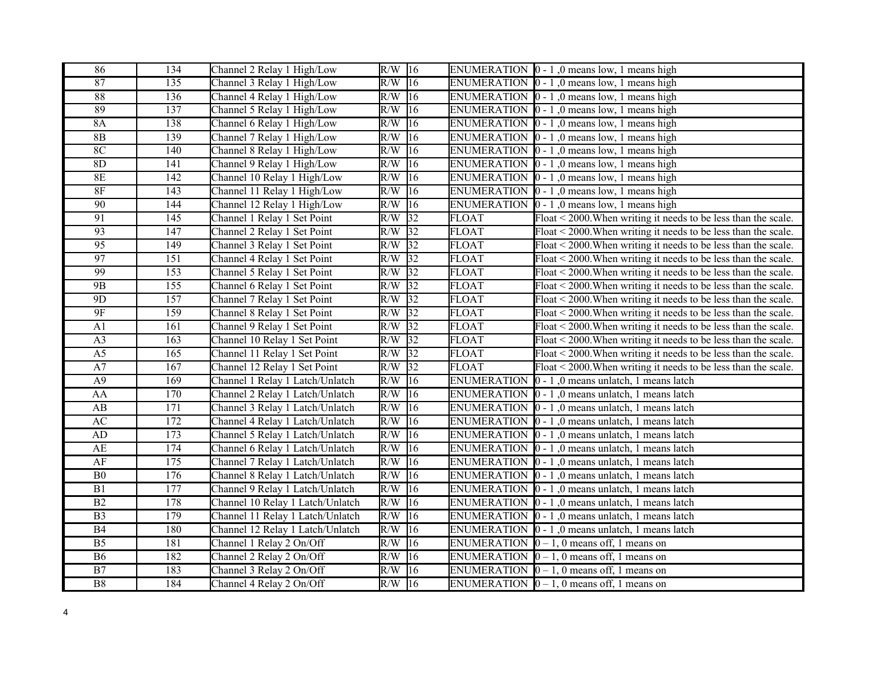| 86 | 134 | Channel 2 Relay 1 High/Low | R/W | 16 | ENUMERATION | 0 - 1 ,0 means low, 1 means high |
|---|---|---|---|---|---|---|
| 87 | 135 | Channel 3 Relay 1 High/Low | R/W | 16 | ENUMERATION | 0 - 1 ,0 means low, 1 means high |
| 88 | 136 | Channel 4 Relay 1 High/Low | R/W | 16 | ENUMERATION | 0 - 1 ,0 means low, 1 means high |
| 89 | 137 | Channel 5 Relay 1 High/Low | R/W | 16 | ENUMERATION | 0 - 1 ,0 means low, 1 means high |
| 8A | 138 | Channel 6 Relay 1 High/Low | R/W | 16 | ENUMERATION | 0 - 1 ,0 means low, 1 means high |
| 8B | 139 | Channel 7 Relay 1 High/Low | R/W | 16 | ENUMERATION | 0 - 1 ,0 means low, 1 means high |
| 8C | 140 | Channel 8 Relay 1 High/Low | R/W | 16 | ENUMERATION | 0 - 1 ,0 means low, 1 means high |
| 8D | 141 | Channel 9 Relay 1 High/Low | R/W | 16 | ENUMERATION | 0 - 1 ,0 means low, 1 means high |
| 8E | 142 | Channel 10 Relay 1 High/Low | R/W | 16 | ENUMERATION | 0 - 1 ,0 means low, 1 means high |
| 8F | 143 | Channel 11 Relay 1 High/Low | R/W | 16 | ENUMERATION | 0 - 1 ,0 means low, 1 means high |
| 90 | 144 | Channel 12 Relay 1 High/Low | R/W | 16 | ENUMERATION | 0 - 1 ,0 means low, 1 means high |
| 91 | 145 | Channel 1 Relay 1 Set Point | R/W | 32 | FLOAT | Float < 2000.When writing it needs to be less than the scale. |
| 93 | 147 | Channel 2 Relay 1 Set Point | R/W | 32 | FLOAT | Float < 2000.When writing it needs to be less than the scale. |
| 95 | 149 | Channel 3 Relay 1 Set Point | R/W | 32 | FLOAT | Float < 2000.When writing it needs to be less than the scale. |
| 97 | 151 | Channel 4 Relay 1 Set Point | R/W | 32 | FLOAT | Float < 2000.When writing it needs to be less than the scale. |
| 99 | 153 | Channel 5 Relay 1 Set Point | R/W | 32 | FLOAT | Float < 2000.When writing it needs to be less than the scale. |
| 9B | 155 | Channel 6 Relay 1 Set Point | R/W | 32 | FLOAT | Float < 2000.When writing it needs to be less than the scale. |
| 9D | 157 | Channel 7 Relay 1 Set Point | R/W | 32 | FLOAT | Float < 2000.When writing it needs to be less than the scale. |
| 9F | 159 | Channel 8 Relay 1 Set Point | R/W | 32 | FLOAT | Float < 2000.When writing it needs to be less than the scale. |
| A1 | 161 | Channel 9 Relay 1 Set Point | R/W | 32 | FLOAT | Float < 2000.When writing it needs to be less than the scale. |
| A3 | 163 | Channel 10 Relay 1 Set Point | R/W | 32 | FLOAT | Float < 2000.When writing it needs to be less than the scale. |
| A5 | 165 | Channel 11 Relay 1 Set Point | R/W | 32 | FLOAT | Float < 2000.When writing it needs to be less than the scale. |
| A7 | 167 | Channel 12 Relay 1 Set Point | R/W | 32 | FLOAT | Float < 2000.When writing it needs to be less than the scale. |
| A9 | 169 | Channel 1 Relay 1 Latch/Unlatch | R/W | 16 | ENUMERATION | 0 - 1 ,0 means unlatch, 1 means latch |
| AA | 170 | Channel 2 Relay 1 Latch/Unlatch | R/W | 16 | ENUMERATION | 0 - 1 ,0 means unlatch, 1 means latch |
| AB | 171 | Channel 3 Relay 1 Latch/Unlatch | R/W | 16 | ENUMERATION | 0 - 1 ,0 means unlatch, 1 means latch |
| AC | 172 | Channel 4 Relay 1 Latch/Unlatch | R/W | 16 | ENUMERATION | 0 - 1 ,0 means unlatch, 1 means latch |
| AD | 173 | Channel 5 Relay 1 Latch/Unlatch | R/W | 16 | ENUMERATION | 0 - 1 ,0 means unlatch, 1 means latch |
| AE | 174 | Channel 6 Relay 1 Latch/Unlatch | R/W | 16 | ENUMERATION | 0 - 1 ,0 means unlatch, 1 means latch |
| AF | 175 | Channel 7 Relay 1 Latch/Unlatch | R/W | 16 | ENUMERATION | 0 - 1 ,0 means unlatch, 1 means latch |
| B0 | 176 | Channel 8 Relay 1 Latch/Unlatch | R/W | 16 | ENUMERATION | 0 - 1 ,0 means unlatch, 1 means latch |
| B1 | 177 | Channel 9 Relay 1 Latch/Unlatch | R/W | 16 | ENUMERATION | 0 - 1 ,0 means unlatch, 1 means latch |
| B2 | 178 | Channel 10 Relay 1 Latch/Unlatch | R/W | 16 | ENUMERATION | 0 - 1 ,0 means unlatch, 1 means latch |
| B3 | 179 | Channel 11 Relay 1 Latch/Unlatch | R/W | 16 | ENUMERATION | 0 - 1 ,0 means unlatch, 1 means latch |
| B4 | 180 | Channel 12 Relay 1 Latch/Unlatch | R/W | 16 | ENUMERATION | 0 - 1 ,0 means unlatch, 1 means latch |
| B5 | 181 | Channel 1 Relay 2 On/Off | R/W | 16 | ENUMERATION | 0 – 1, 0 means off, 1 means on |
| B6 | 182 | Channel 2 Relay 2 On/Off | R/W | 16 | ENUMERATION | 0 – 1, 0 means off, 1 means on |
| B7 | 183 | Channel 3 Relay 2 On/Off | R/W | 16 | ENUMERATION | 0 – 1, 0 means off, 1 means on |
| B8 | 184 | Channel 4 Relay 2 On/Off | R/W | 16 | ENUMERATION | 0 – 1, 0 means off, 1 means on |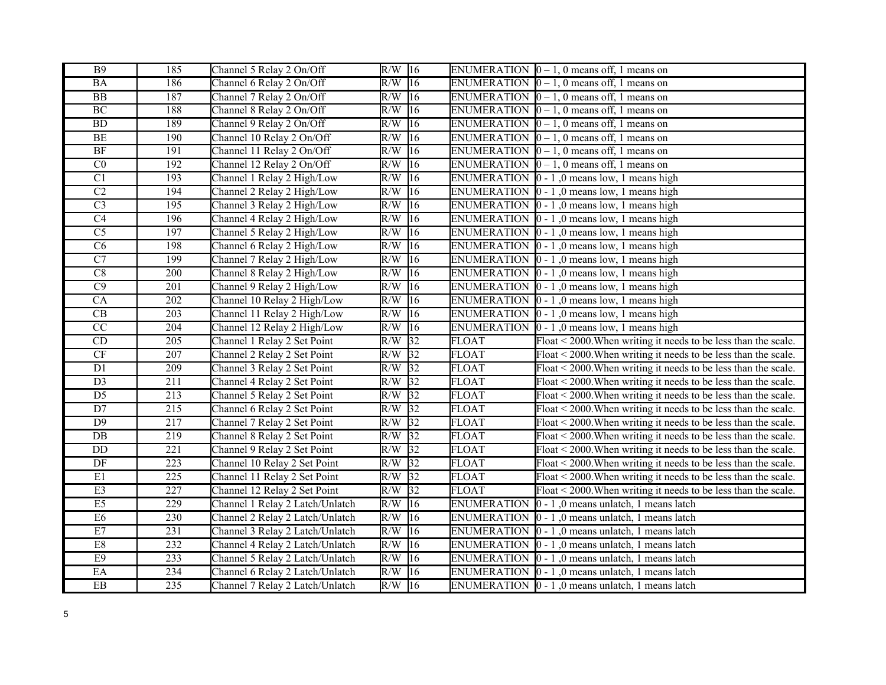| B9 | 185 | Channel 5 Relay 2 On/Off | R/W | 16 | ENUMERATION | 0 – 1, 0 means off, 1 means on |
|---|---|---|---|---|---|---|
| BA | 186 | Channel 6 Relay 2 On/Off | R/W | 16 | ENUMERATION | 0 – 1, 0 means off, 1 means on |
| BB | 187 | Channel 7 Relay 2 On/Off | R/W | 16 | ENUMERATION | 0 – 1, 0 means off, 1 means on |
| BC | 188 | Channel 8 Relay 2 On/Off | R/W | 16 | ENUMERATION | 0 – 1, 0 means off, 1 means on |
| BD | 189 | Channel 9 Relay 2 On/Off | R/W | 16 | ENUMERATION | 0 – 1, 0 means off, 1 means on |
| BE | 190 | Channel 10 Relay 2 On/Off | R/W | 16 | ENUMERATION | 0 – 1, 0 means off, 1 means on |
| BF | 191 | Channel 11 Relay 2 On/Off | R/W | 16 | ENUMERATION | 0 – 1, 0 means off, 1 means on |
| C0 | 192 | Channel 12 Relay 2 On/Off | R/W | 16 | ENUMERATION | 0 – 1, 0 means off, 1 means on |
| C1 | 193 | Channel 1 Relay 2 High/Low | R/W | 16 | ENUMERATION | 0 - 1 ,0 means low, 1 means high |
| C2 | 194 | Channel 2 Relay 2 High/Low | R/W | 16 | ENUMERATION | 0 - 1 ,0 means low, 1 means high |
| C3 | 195 | Channel 3 Relay 2 High/Low | R/W | 16 | ENUMERATION | 0 - 1 ,0 means low, 1 means high |
| C4 | 196 | Channel 4 Relay 2 High/Low | R/W | 16 | ENUMERATION | 0 - 1 ,0 means low, 1 means high |
| C5 | 197 | Channel 5 Relay 2 High/Low | R/W | 16 | ENUMERATION | 0 - 1 ,0 means low, 1 means high |
| C6 | 198 | Channel 6 Relay 2 High/Low | R/W | 16 | ENUMERATION | 0 - 1 ,0 means low, 1 means high |
| C7 | 199 | Channel 7 Relay 2 High/Low | R/W | 16 | ENUMERATION | 0 - 1 ,0 means low, 1 means high |
| C8 | 200 | Channel 8 Relay 2 High/Low | R/W | 16 | ENUMERATION | 0 - 1 ,0 means low, 1 means high |
| C9 | 201 | Channel 9 Relay 2 High/Low | R/W | 16 | ENUMERATION | 0 - 1 ,0 means low, 1 means high |
| CA | 202 | Channel 10 Relay 2 High/Low | R/W | 16 | ENUMERATION | 0 - 1 ,0 means low, 1 means high |
| CB | 203 | Channel 11 Relay 2 High/Low | R/W | 16 | ENUMERATION | 0 - 1 ,0 means low, 1 means high |
| CC | 204 | Channel 12 Relay 2 High/Low | R/W | 16 | ENUMERATION | 0 - 1 ,0 means low, 1 means high |
| CD | 205 | Channel 1 Relay 2 Set Point | R/W | 32 | FLOAT | Float < 2000.When writing it needs to be less than the scale. |
| CF | 207 | Channel 2 Relay 2 Set Point | R/W | 32 | FLOAT | Float < 2000.When writing it needs to be less than the scale. |
| D1 | 209 | Channel 3 Relay 2 Set Point | R/W | 32 | FLOAT | Float < 2000.When writing it needs to be less than the scale. |
| D3 | 211 | Channel 4 Relay 2 Set Point | R/W | 32 | FLOAT | Float < 2000.When writing it needs to be less than the scale. |
| D5 | 213 | Channel 5 Relay 2 Set Point | R/W | 32 | FLOAT | Float < 2000.When writing it needs to be less than the scale. |
| D7 | 215 | Channel 6 Relay 2 Set Point | R/W | 32 | FLOAT | Float < 2000.When writing it needs to be less than the scale. |
| D9 | 217 | Channel 7 Relay 2 Set Point | R/W | 32 | FLOAT | Float < 2000.When writing it needs to be less than the scale. |
| DB | 219 | Channel 8 Relay 2 Set Point | R/W | 32 | FLOAT | Float < 2000.When writing it needs to be less than the scale. |
| DD | 221 | Channel 9 Relay 2 Set Point | R/W | 32 | FLOAT | Float < 2000.When writing it needs to be less than the scale. |
| DF | 223 | Channel 10 Relay 2 Set Point | R/W | 32 | FLOAT | Float < 2000.When writing it needs to be less than the scale. |
| E1 | 225 | Channel 11 Relay 2 Set Point | R/W | 32 | FLOAT | Float < 2000.When writing it needs to be less than the scale. |
| E3 | 227 | Channel 12 Relay 2 Set Point | R/W | 32 | FLOAT | Float < 2000.When writing it needs to be less than the scale. |
| E5 | 229 | Channel 1 Relay 2 Latch/Unlatch | R/W | 16 | ENUMERATION | 0 - 1 ,0 means unlatch, 1 means latch |
| E6 | 230 | Channel 2 Relay 2 Latch/Unlatch | R/W | 16 | ENUMERATION | 0 - 1 ,0 means unlatch, 1 means latch |
| E7 | 231 | Channel 3 Relay 2 Latch/Unlatch | R/W | 16 | ENUMERATION | 0 - 1 ,0 means unlatch, 1 means latch |
| E8 | 232 | Channel 4 Relay 2 Latch/Unlatch | R/W | 16 | ENUMERATION | 0 - 1 ,0 means unlatch, 1 means latch |
| E9 | 233 | Channel 5 Relay 2 Latch/Unlatch | R/W | 16 | ENUMERATION | 0 - 1 ,0 means unlatch, 1 means latch |
| EA | 234 | Channel 6 Relay 2 Latch/Unlatch | R/W | 16 | ENUMERATION | 0 - 1 ,0 means unlatch, 1 means latch |
| EB | 235 | Channel 7 Relay 2 Latch/Unlatch | R/W | 16 | ENUMERATION | 0 - 1 ,0 means unlatch, 1 means latch |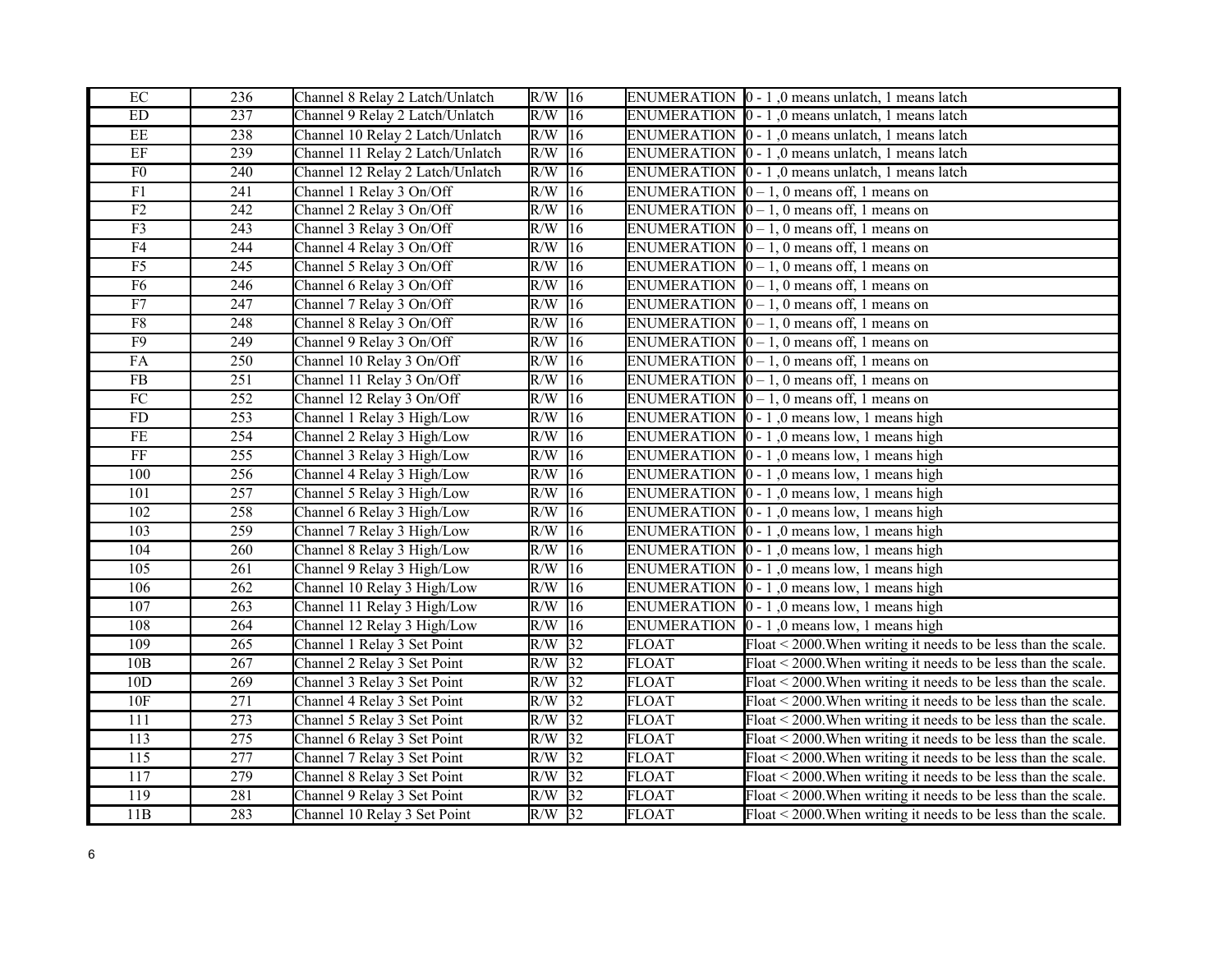| EC | 236 | Channel 8 Relay 2 Latch/Unlatch | R/W | 16 | ENUMERATION | 0 - 1 ,0 means unlatch, 1 means latch |
|---|---|---|---|---|---|---|
| ED | 237 | Channel 9 Relay 2 Latch/Unlatch | R/W | 16 | ENUMERATION | 0 - 1 ,0 means unlatch, 1 means latch |
| EE | 238 | Channel 10 Relay 2 Latch/Unlatch | R/W | 16 | ENUMERATION | 0 - 1 ,0 means unlatch, 1 means latch |
| EF | 239 | Channel 11 Relay 2 Latch/Unlatch | R/W | 16 | ENUMERATION | 0 - 1 ,0 means unlatch, 1 means latch |
| F0 | 240 | Channel 12 Relay 2 Latch/Unlatch | R/W | 16 | ENUMERATION | 0 - 1 ,0 means unlatch, 1 means latch |
| F1 | 241 | Channel 1 Relay 3 On/Off | R/W | 16 | ENUMERATION | 0 – 1, 0 means off, 1 means on |
| F2 | 242 | Channel 2 Relay 3 On/Off | R/W | 16 | ENUMERATION | 0 – 1, 0 means off, 1 means on |
| F3 | 243 | Channel 3 Relay 3 On/Off | R/W | 16 | ENUMERATION | 0 – 1, 0 means off, 1 means on |
| F4 | 244 | Channel 4 Relay 3 On/Off | R/W | 16 | ENUMERATION | 0 – 1, 0 means off, 1 means on |
| F5 | 245 | Channel 5 Relay 3 On/Off | R/W | 16 | ENUMERATION | 0 – 1, 0 means off, 1 means on |
| F6 | 246 | Channel 6 Relay 3 On/Off | R/W | 16 | ENUMERATION | 0 – 1, 0 means off, 1 means on |
| F7 | 247 | Channel 7 Relay 3 On/Off | R/W | 16 | ENUMERATION | 0 – 1, 0 means off, 1 means on |
| F8 | 248 | Channel 8 Relay 3 On/Off | R/W | 16 | ENUMERATION | 0 – 1, 0 means off, 1 means on |
| F9 | 249 | Channel 9 Relay 3 On/Off | R/W | 16 | ENUMERATION | 0 – 1, 0 means off, 1 means on |
| FA | 250 | Channel 10 Relay 3 On/Off | R/W | 16 | ENUMERATION | 0 – 1, 0 means off, 1 means on |
| FB | 251 | Channel 11 Relay 3 On/Off | R/W | 16 | ENUMERATION | 0 – 1, 0 means off, 1 means on |
| FC | 252 | Channel 12 Relay 3 On/Off | R/W | 16 | ENUMERATION | 0 – 1, 0 means off, 1 means on |
| FD | 253 | Channel 1 Relay 3 High/Low | R/W | 16 | ENUMERATION | 0 - 1 ,0 means low, 1 means high |
| FE | 254 | Channel 2 Relay 3 High/Low | R/W | 16 | ENUMERATION | 0 - 1 ,0 means low, 1 means high |
| FF | 255 | Channel 3 Relay 3 High/Low | R/W | 16 | ENUMERATION | 0 - 1 ,0 means low, 1 means high |
| 100 | 256 | Channel 4 Relay 3 High/Low | R/W | 16 | ENUMERATION | 0 - 1 ,0 means low, 1 means high |
| 101 | 257 | Channel 5 Relay 3 High/Low | R/W | 16 | ENUMERATION | 0 - 1 ,0 means low, 1 means high |
| 102 | 258 | Channel 6 Relay 3 High/Low | R/W | 16 | ENUMERATION | 0 - 1 ,0 means low, 1 means high |
| 103 | 259 | Channel 7 Relay 3 High/Low | R/W | 16 | ENUMERATION | 0 - 1 ,0 means low, 1 means high |
| 104 | 260 | Channel 8 Relay 3 High/Low | R/W | 16 | ENUMERATION | 0 - 1 ,0 means low, 1 means high |
| 105 | 261 | Channel 9 Relay 3 High/Low | R/W | 16 | ENUMERATION | 0 - 1 ,0 means low, 1 means high |
| 106 | 262 | Channel 10 Relay 3 High/Low | R/W | 16 | ENUMERATION | 0 - 1 ,0 means low, 1 means high |
| 107 | 263 | Channel 11 Relay 3 High/Low | R/W | 16 | ENUMERATION | 0 - 1 ,0 means low, 1 means high |
| 108 | 264 | Channel 12 Relay 3 High/Low | R/W | 16 | ENUMERATION | 0 - 1 ,0 means low, 1 means high |
| 109 | 265 | Channel 1 Relay 3 Set Point | R/W | 32 | FLOAT | Float < 2000.When writing it needs to be less than the scale. |
| 10B | 267 | Channel 2 Relay 3 Set Point | R/W | 32 | FLOAT | Float < 2000.When writing it needs to be less than the scale. |
| 10D | 269 | Channel 3 Relay 3 Set Point | R/W | 32 | FLOAT | Float < 2000.When writing it needs to be less than the scale. |
| 10F | 271 | Channel 4 Relay 3 Set Point | R/W | 32 | FLOAT | Float < 2000.When writing it needs to be less than the scale. |
| 111 | 273 | Channel 5 Relay 3 Set Point | R/W | 32 | FLOAT | Float < 2000.When writing it needs to be less than the scale. |
| 113 | 275 | Channel 6 Relay 3 Set Point | R/W | 32 | FLOAT | Float < 2000.When writing it needs to be less than the scale. |
| 115 | 277 | Channel 7 Relay 3 Set Point | R/W | 32 | FLOAT | Float < 2000.When writing it needs to be less than the scale. |
| 117 | 279 | Channel 8 Relay 3 Set Point | R/W | 32 | FLOAT | Float < 2000.When writing it needs to be less than the scale. |
| 119 | 281 | Channel 9 Relay 3 Set Point | R/W | 32 | FLOAT | Float < 2000.When writing it needs to be less than the scale. |
| 11B | 283 | Channel 10 Relay 3 Set Point | R/W | 32 | FLOAT | Float < 2000.When writing it needs to be less than the scale. |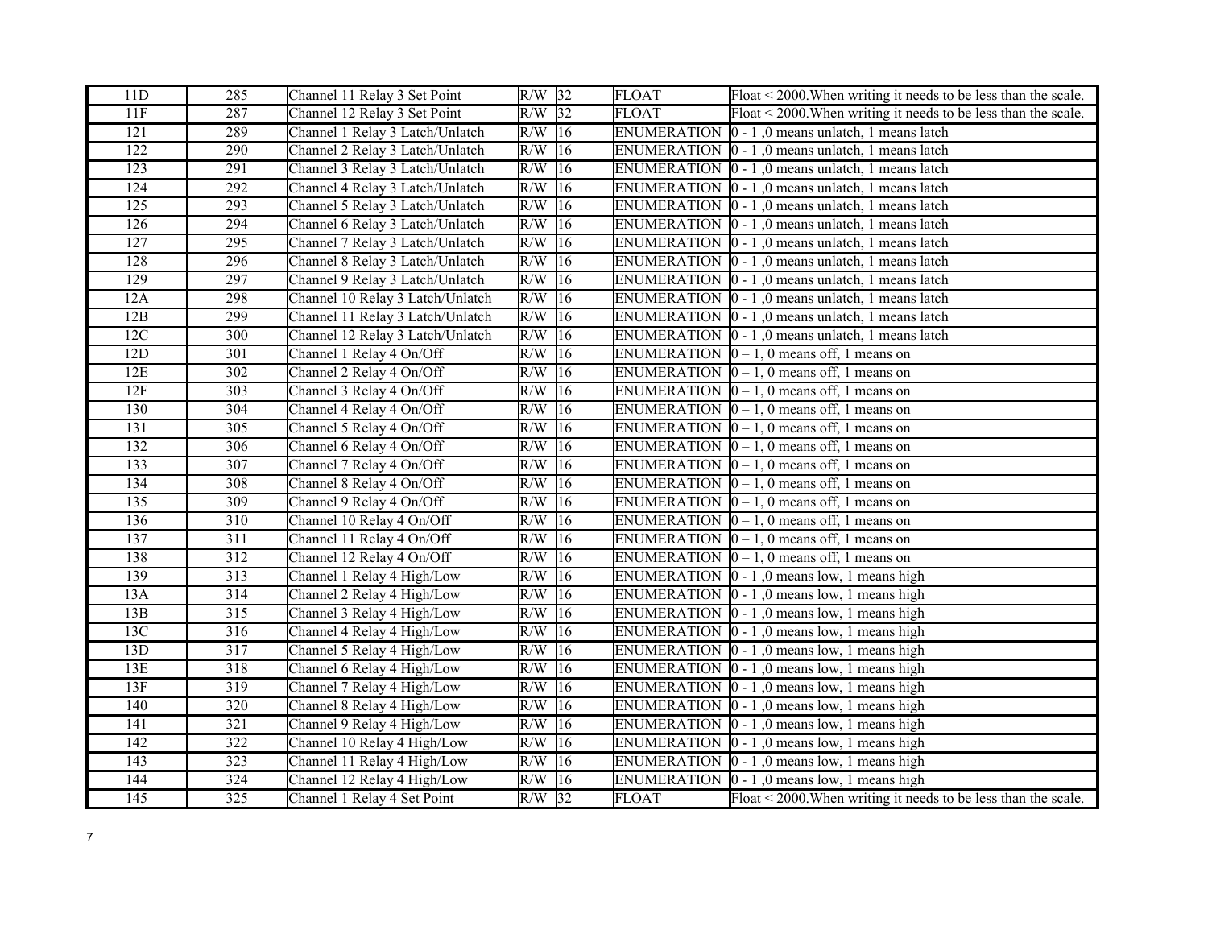| 11D | 285 | Channel 11 Relay 3 Set Point | R/W | 32 | FLOAT | Float < 2000.When writing it needs to be less than the scale. |
|---|---|---|---|---|---|---|
| 11F | 287 | Channel 12 Relay 3 Set Point | R/W | 32 | FLOAT | Float < 2000.When writing it needs to be less than the scale. |
| 121 | 289 | Channel 1 Relay 3 Latch/Unlatch | R/W | 16 | ENUMERATION | 0 - 1 ,0 means unlatch, 1 means latch |
| 122 | 290 | Channel 2 Relay 3 Latch/Unlatch | R/W | 16 | ENUMERATION | 0 - 1 ,0 means unlatch, 1 means latch |
| 123 | 291 | Channel 3 Relay 3 Latch/Unlatch | R/W | 16 | ENUMERATION | 0 - 1 ,0 means unlatch, 1 means latch |
| 124 | 292 | Channel 4 Relay 3 Latch/Unlatch | R/W | 16 | ENUMERATION | 0 - 1 ,0 means unlatch, 1 means latch |
| 125 | 293 | Channel 5 Relay 3 Latch/Unlatch | R/W | 16 | ENUMERATION | 0 - 1 ,0 means unlatch, 1 means latch |
| 126 | 294 | Channel 6 Relay 3 Latch/Unlatch | R/W | 16 | ENUMERATION | 0 - 1 ,0 means unlatch, 1 means latch |
| 127 | 295 | Channel 7 Relay 3 Latch/Unlatch | R/W | 16 | ENUMERATION | 0 - 1 ,0 means unlatch, 1 means latch |
| 128 | 296 | Channel 8 Relay 3 Latch/Unlatch | R/W | 16 | ENUMERATION | 0 - 1 ,0 means unlatch, 1 means latch |
| 129 | 297 | Channel 9 Relay 3 Latch/Unlatch | R/W | 16 | ENUMERATION | 0 - 1 ,0 means unlatch, 1 means latch |
| 12A | 298 | Channel 10 Relay 3 Latch/Unlatch | R/W | 16 | ENUMERATION | 0 - 1 ,0 means unlatch, 1 means latch |
| 12B | 299 | Channel 11 Relay 3 Latch/Unlatch | R/W | 16 | ENUMERATION | 0 - 1 ,0 means unlatch, 1 means latch |
| 12C | 300 | Channel 12 Relay 3 Latch/Unlatch | R/W | 16 | ENUMERATION | 0 - 1 ,0 means unlatch, 1 means latch |
| 12D | 301 | Channel 1 Relay 4 On/Off | R/W | 16 | ENUMERATION | 0 – 1, 0 means off, 1 means on |
| 12E | 302 | Channel 2 Relay 4 On/Off | R/W | 16 | ENUMERATION | 0 – 1, 0 means off, 1 means on |
| 12F | 303 | Channel 3 Relay 4 On/Off | R/W | 16 | ENUMERATION | 0 – 1, 0 means off, 1 means on |
| 130 | 304 | Channel 4 Relay 4 On/Off | R/W | 16 | ENUMERATION | 0 – 1, 0 means off, 1 means on |
| 131 | 305 | Channel 5 Relay 4 On/Off | R/W | 16 | ENUMERATION | 0 – 1, 0 means off, 1 means on |
| 132 | 306 | Channel 6 Relay 4 On/Off | R/W | 16 | ENUMERATION | 0 – 1, 0 means off, 1 means on |
| 133 | 307 | Channel 7 Relay 4 On/Off | R/W | 16 | ENUMERATION | 0 – 1, 0 means off, 1 means on |
| 134 | 308 | Channel 8 Relay 4 On/Off | R/W | 16 | ENUMERATION | 0 – 1, 0 means off, 1 means on |
| 135 | 309 | Channel 9 Relay 4 On/Off | R/W | 16 | ENUMERATION | 0 – 1, 0 means off, 1 means on |
| 136 | 310 | Channel 10 Relay 4 On/Off | R/W | 16 | ENUMERATION | 0 – 1, 0 means off, 1 means on |
| 137 | 311 | Channel 11 Relay 4 On/Off | R/W | 16 | ENUMERATION | 0 – 1, 0 means off, 1 means on |
| 138 | 312 | Channel 12 Relay 4 On/Off | R/W | 16 | ENUMERATION | 0 – 1, 0 means off, 1 means on |
| 139 | 313 | Channel 1 Relay 4 High/Low | R/W | 16 | ENUMERATION | 0 - 1 ,0 means low, 1 means high |
| 13A | 314 | Channel 2 Relay 4 High/Low | R/W | 16 | ENUMERATION | 0 - 1 ,0 means low, 1 means high |
| 13B | 315 | Channel 3 Relay 4 High/Low | R/W | 16 | ENUMERATION | 0 - 1 ,0 means low, 1 means high |
| 13C | 316 | Channel 4 Relay 4 High/Low | R/W | 16 | ENUMERATION | 0 - 1 ,0 means low, 1 means high |
| 13D | 317 | Channel 5 Relay 4 High/Low | R/W | 16 | ENUMERATION | 0 - 1 ,0 means low, 1 means high |
| 13E | 318 | Channel 6 Relay 4 High/Low | R/W | 16 | ENUMERATION | 0 - 1 ,0 means low, 1 means high |
| 13F | 319 | Channel 7 Relay 4 High/Low | R/W | 16 | ENUMERATION | 0 - 1 ,0 means low, 1 means high |
| 140 | 320 | Channel 8 Relay 4 High/Low | R/W | 16 | ENUMERATION | 0 - 1 ,0 means low, 1 means high |
| 141 | 321 | Channel 9 Relay 4 High/Low | R/W | 16 | ENUMERATION | 0 - 1 ,0 means low, 1 means high |
| 142 | 322 | Channel 10 Relay 4 High/Low | R/W | 16 | ENUMERATION | 0 - 1 ,0 means low, 1 means high |
| 143 | 323 | Channel 11 Relay 4 High/Low | R/W | 16 | ENUMERATION | 0 - 1 ,0 means low, 1 means high |
| 144 | 324 | Channel 12 Relay 4 High/Low | R/W | 16 | ENUMERATION | 0 - 1 ,0 means low, 1 means high |
| 145 | 325 | Channel 1 Relay 4 Set Point | R/W | 32 | FLOAT | Float < 2000.When writing it needs to be less than the scale. |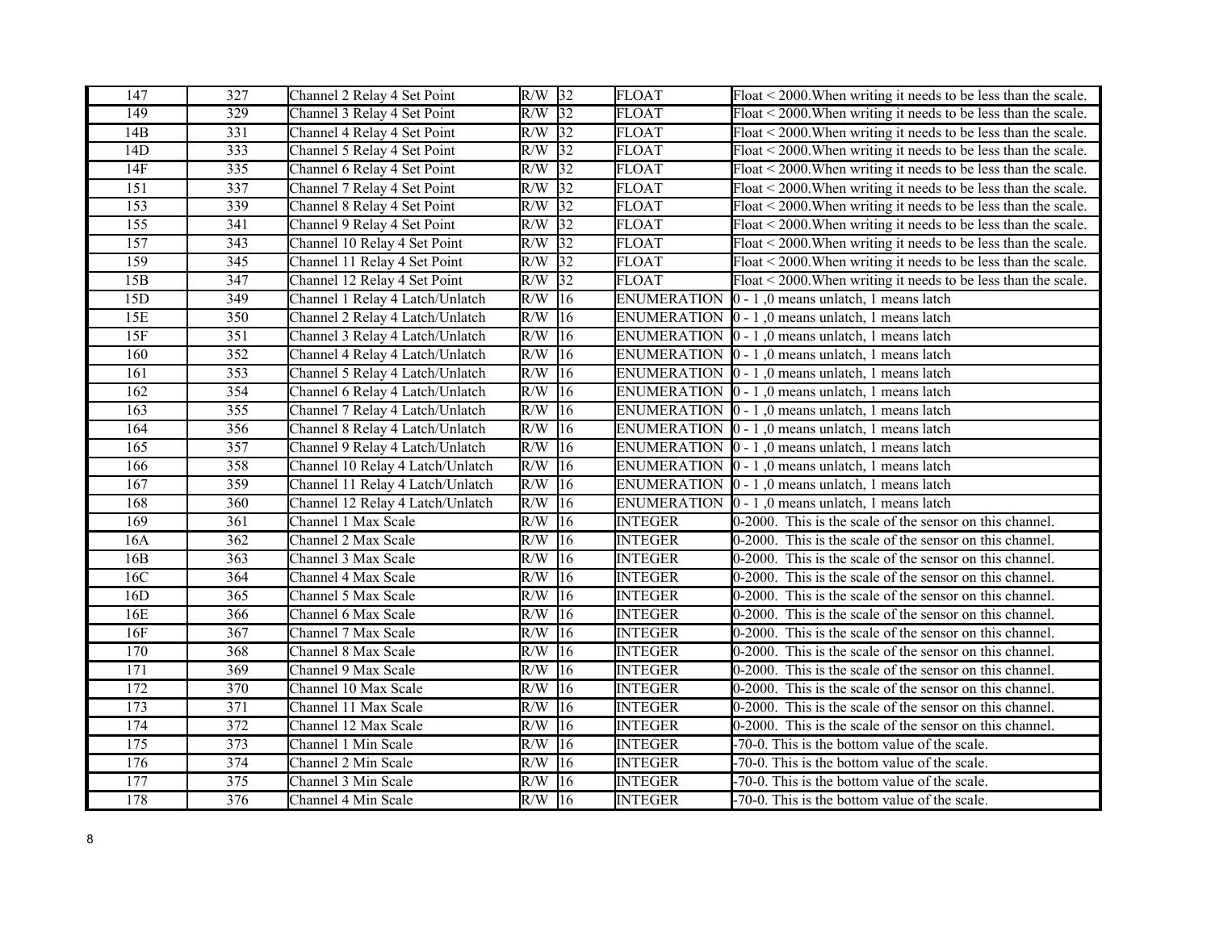| 147 | 327 | Channel 2 Relay 4 Set Point | R/W | 32 | FLOAT | Float < 2000.When writing it needs to be less than the scale. |
|---|---|---|---|---|---|---|
| 149 | 329 | Channel 3 Relay 4 Set Point | R/W | 32 | FLOAT | Float < 2000.When writing it needs to be less than the scale. |
| 14B | 331 | Channel 4 Relay 4 Set Point | R/W | 32 | FLOAT | Float < 2000.When writing it needs to be less than the scale. |
| 14D | 333 | Channel 5 Relay 4 Set Point | R/W | 32 | FLOAT | Float < 2000.When writing it needs to be less than the scale. |
| 14F | 335 | Channel 6 Relay 4 Set Point | R/W | 32 | FLOAT | Float < 2000.When writing it needs to be less than the scale. |
| 151 | 337 | Channel 7 Relay 4 Set Point | R/W | 32 | FLOAT | Float < 2000.When writing it needs to be less than the scale. |
| 153 | 339 | Channel 8 Relay 4 Set Point | R/W | 32 | FLOAT | Float < 2000.When writing it needs to be less than the scale. |
| 155 | 341 | Channel 9 Relay 4 Set Point | R/W | 32 | FLOAT | Float < 2000.When writing it needs to be less than the scale. |
| 157 | 343 | Channel 10 Relay 4 Set Point | R/W | 32 | FLOAT | Float < 2000.When writing it needs to be less than the scale. |
| 159 | 345 | Channel 11 Relay 4 Set Point | R/W | 32 | FLOAT | Float < 2000.When writing it needs to be less than the scale. |
| 15B | 347 | Channel 12 Relay 4 Set Point | R/W | 32 | FLOAT | Float < 2000.When writing it needs to be less than the scale. |
| 15D | 349 | Channel 1 Relay 4 Latch/Unlatch | R/W | 16 | ENUMERATION | 0 - 1 ,0 means unlatch, 1 means latch |
| 15E | 350 | Channel 2 Relay 4 Latch/Unlatch | R/W | 16 | ENUMERATION | 0 - 1 ,0 means unlatch, 1 means latch |
| 15F | 351 | Channel 3 Relay 4 Latch/Unlatch | R/W | 16 | ENUMERATION | 0 - 1 ,0 means unlatch, 1 means latch |
| 160 | 352 | Channel 4 Relay 4 Latch/Unlatch | R/W | 16 | ENUMERATION | 0 - 1 ,0 means unlatch, 1 means latch |
| 161 | 353 | Channel 5 Relay 4 Latch/Unlatch | R/W | 16 | ENUMERATION | 0 - 1 ,0 means unlatch, 1 means latch |
| 162 | 354 | Channel 6 Relay 4 Latch/Unlatch | R/W | 16 | ENUMERATION | 0 - 1 ,0 means unlatch, 1 means latch |
| 163 | 355 | Channel 7 Relay 4 Latch/Unlatch | R/W | 16 | ENUMERATION | 0 - 1 ,0 means unlatch, 1 means latch |
| 164 | 356 | Channel 8 Relay 4 Latch/Unlatch | R/W | 16 | ENUMERATION | 0 - 1 ,0 means unlatch, 1 means latch |
| 165 | 357 | Channel 9 Relay 4 Latch/Unlatch | R/W | 16 | ENUMERATION | 0 - 1 ,0 means unlatch, 1 means latch |
| 166 | 358 | Channel 10 Relay 4 Latch/Unlatch | R/W | 16 | ENUMERATION | 0 - 1 ,0 means unlatch, 1 means latch |
| 167 | 359 | Channel 11 Relay 4 Latch/Unlatch | R/W | 16 | ENUMERATION | 0 - 1 ,0 means unlatch, 1 means latch |
| 168 | 360 | Channel 12 Relay 4 Latch/Unlatch | R/W | 16 | ENUMERATION | 0 - 1 ,0 means unlatch, 1 means latch |
| 169 | 361 | Channel 1 Max Scale | R/W | 16 | INTEGER | 0-2000. This is the scale of the sensor on this channel. |
| 16A | 362 | Channel 2 Max Scale | R/W | 16 | INTEGER | 0-2000. This is the scale of the sensor on this channel. |
| 16B | 363 | Channel 3 Max Scale | R/W | 16 | INTEGER | 0-2000. This is the scale of the sensor on this channel. |
| 16C | 364 | Channel 4 Max Scale | R/W | 16 | INTEGER | 0-2000. This is the scale of the sensor on this channel. |
| 16D | 365 | Channel 5 Max Scale | R/W | 16 | INTEGER | 0-2000. This is the scale of the sensor on this channel. |
| 16E | 366 | Channel 6 Max Scale | R/W | 16 | INTEGER | 0-2000. This is the scale of the sensor on this channel. |
| 16F | 367 | Channel 7 Max Scale | R/W | 16 | INTEGER | 0-2000. This is the scale of the sensor on this channel. |
| 170 | 368 | Channel 8 Max Scale | R/W | 16 | INTEGER | 0-2000. This is the scale of the sensor on this channel. |
| 171 | 369 | Channel 9 Max Scale | R/W | 16 | INTEGER | 0-2000. This is the scale of the sensor on this channel. |
| 172 | 370 | Channel 10 Max Scale | R/W | 16 | INTEGER | 0-2000. This is the scale of the sensor on this channel. |
| 173 | 371 | Channel 11 Max Scale | R/W | 16 | INTEGER | 0-2000. This is the scale of the sensor on this channel. |
| 174 | 372 | Channel 12 Max Scale | R/W | 16 | INTEGER | 0-2000. This is the scale of the sensor on this channel. |
| 175 | 373 | Channel 1 Min Scale | R/W | 16 | INTEGER | -70-0. This is the bottom value of the scale. |
| 176 | 374 | Channel 2 Min Scale | R/W | 16 | INTEGER | -70-0. This is the bottom value of the scale. |
| 177 | 375 | Channel 3 Min Scale | R/W | 16 | INTEGER | -70-0. This is the bottom value of the scale. |
| 178 | 376 | Channel 4 Min Scale | R/W | 16 | INTEGER | -70-0. This is the bottom value of the scale. |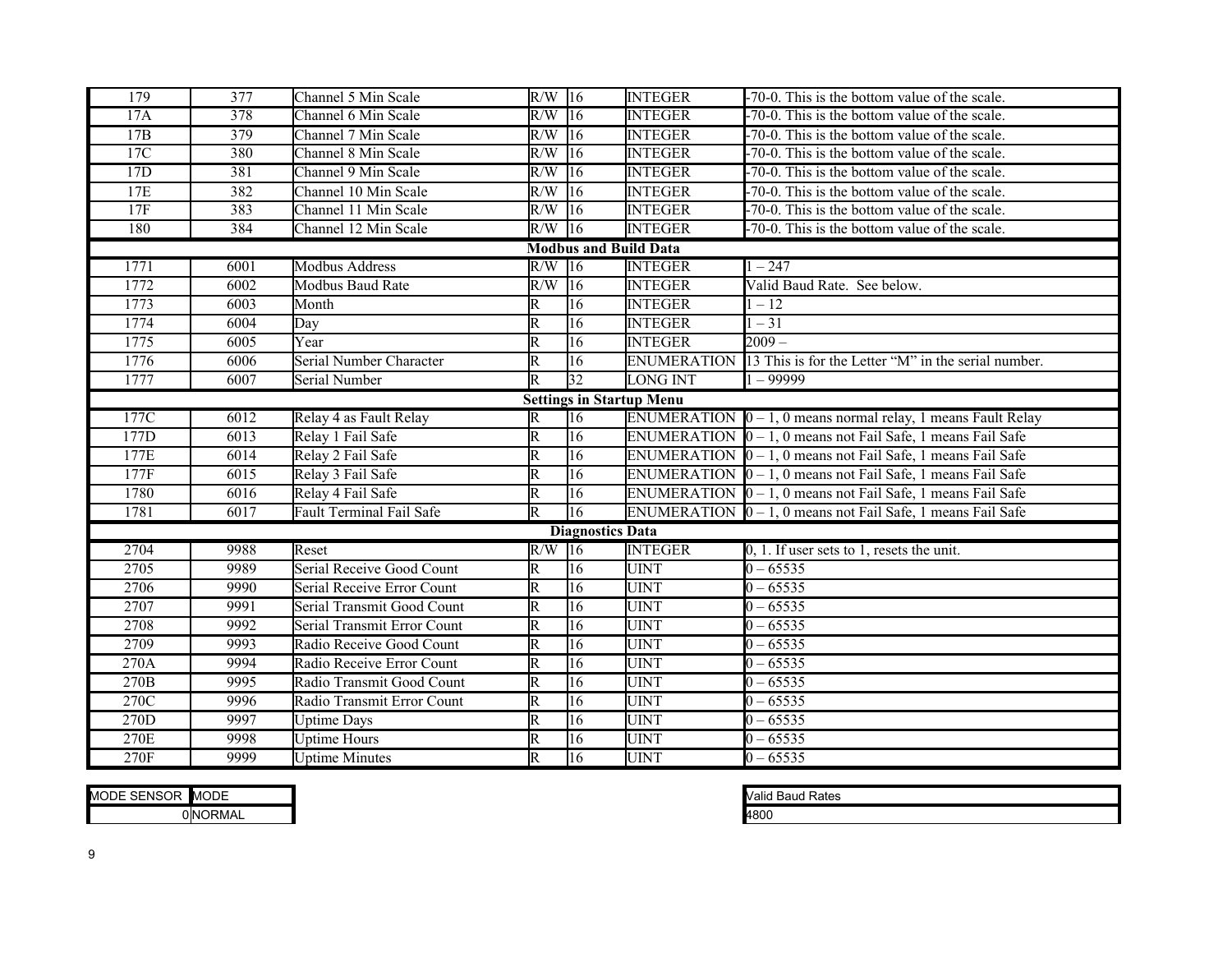| | | | | | | |
|---|---|---|---|---|---|---|
| 179 | 377 | Channel 5 Min Scale | R/W | 16 | INTEGER | -70-0. This is the bottom value of the scale. |
| 17A | 378 | Channel 6 Min Scale | R/W | 16 | INTEGER | -70-0. This is the bottom value of the scale. |
| 17B | 379 | Channel 7 Min Scale | R/W | 16 | INTEGER | -70-0. This is the bottom value of the scale. |
| 17C | 380 | Channel 8 Min Scale | R/W | 16 | INTEGER | -70-0. This is the bottom value of the scale. |
| 17D | 381 | Channel 9 Min Scale | R/W | 16 | INTEGER | -70-0. This is the bottom value of the scale. |
| 17E | 382 | Channel 10 Min Scale | R/W | 16 | INTEGER | -70-0. This is the bottom value of the scale. |
| 17F | 383 | Channel 11 Min Scale | R/W | 16 | INTEGER | -70-0. This is the bottom value of the scale. |
| 180 | 384 | Channel 12 Min Scale | R/W | 16 | INTEGER | -70-0. This is the bottom value of the scale. |
| **Modbus and Build Data** | | | | | | |
| 1771 | 6001 | Modbus Address | R/W | 16 | INTEGER | 1 – 247 |
| 1772 | 6002 | Modbus Baud Rate | R/W | 16 | INTEGER | Valid Baud Rate. See below. |
| 1773 | 6003 | Month | R | 16 | INTEGER | 1 – 12 |
| 1774 | 6004 | Day | R | 16 | INTEGER | 1 – 31 |
| 1775 | 6005 | Year | R | 16 | INTEGER | 2009 – |
| 1776 | 6006 | Serial Number Character | R | 16 | ENUMERATION | 13 This is for the Letter "M" in the serial number. |
| 1777 | 6007 | Serial Number | R | 32 | LONG INT | 1 – 99999 |
| **Settings in Startup Menu** | | | | | | |
| 177C | 6012 | Relay 4 as Fault Relay | R | 16 | ENUMERATION | 0 – 1, 0 means normal relay, 1 means Fault Relay |
| 177D | 6013 | Relay 1 Fail Safe | R | 16 | ENUMERATION | 0 – 1, 0 means not Fail Safe, 1 means Fail Safe |
| 177E | 6014 | Relay 2 Fail Safe | R | 16 | ENUMERATION | 0 – 1, 0 means not Fail Safe, 1 means Fail Safe |
| 177F | 6015 | Relay 3 Fail Safe | R | 16 | ENUMERATION | 0 – 1, 0 means not Fail Safe, 1 means Fail Safe |
| 1780 | 6016 | Relay 4 Fail Safe | R | 16 | ENUMERATION | 0 – 1, 0 means not Fail Safe, 1 means Fail Safe |
| 1781 | 6017 | Fault Terminal Fail Safe | R | 16 | ENUMERATION | 0 – 1, 0 means not Fail Safe, 1 means Fail Safe |
| **Diagnostics Data** | | | | | | |
| 2704 | 9988 | Reset | R/W | 16 | INTEGER | 0, 1. If user sets to 1, resets the unit. |
| 2705 | 9989 | Serial Receive Good Count | R | 16 | UINT | 0 – 65535 |
| 2706 | 9990 | Serial Receive Error Count | R | 16 | UINT | 0 – 65535 |
| 2707 | 9991 | Serial Transmit Good Count | R | 16 | UINT | 0 – 65535 |
| 2708 | 9992 | Serial Transmit Error Count | R | 16 | UINT | 0 – 65535 |
| 2709 | 9993 | Radio Receive Good Count | R | 16 | UINT | 0 – 65535 |
| 270A | 9994 | Radio Receive Error Count | R | 16 | UINT | 0 – 65535 |
| 270B | 9995 | Radio Transmit Good Count | R | 16 | UINT | 0 – 65535 |
| 270C | 9996 | Radio Transmit Error Count | R | 16 | UINT | 0 – 65535 |
| 270D | 9997 | Uptime Days | R | 16 | UINT | 0 – 65535 |
| 270E | 9998 | Uptime Hours | R | 16 | UINT | 0 – 65535 |
| 270F | 9999 | Uptime Minutes | R | 16 | UINT | 0 – 65535 |

| MODE SENSOR | MODE |
|---|---|
| 0 | NORMAL |

| Valid Baud Rates |
|---|
| 4800 |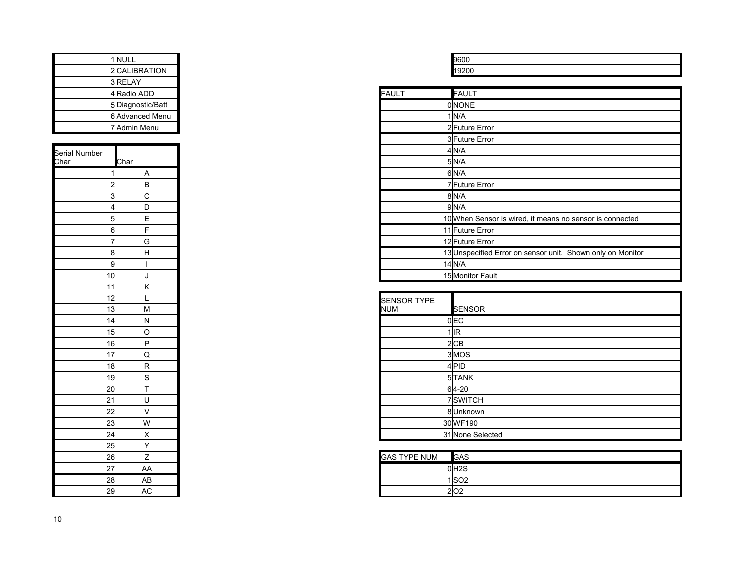| | |
|---|---|
| 1 | NULL |
| 2 | CALIBRATION |
| 3 | RELAY |
| 4 | Radio ADD |
| 5 | Diagnostic/Batt |
| 6 | Advanced Menu |
| 7 | Admin Menu |

| Serial Number Char | Char |
|---|---|
| 1 | A |
| 2 | B |
| 3 | C |
| 4 | D |
| 5 | E |
| 6 | F |
| 7 | G |
| 8 | H |
| 9 | I |
| 10 | J |
| 11 | K |
| 12 | L |
| 13 | M |
| 14 | N |
| 15 | O |
| 16 | P |
| 17 | Q |
| 18 | R |
| 19 | S |
| 20 | T |
| 21 | U |
| 22 | V |
| 23 | W |
| 24 | X |
| 25 | Y |
| 26 | Z |
| 27 | AA |
| 28 | AB |
| 29 | AC |

| |
|---|
| 9600 |
| 19200 |

| FAULT | FAULT |
|---|---|
| 0 | NONE |
| 1 | N/A |
| 2 | Future Error |
| 3 | Future Error |
| 4 | N/A |
| 5 | N/A |
| 6 | N/A |
| 7 | Future Error |
| 8 | N/A |
| 9 | N/A |
| 10 | When Sensor is wired, it means no sensor is connected |
| 11 | Future Error |
| 12 | Future Error |
| 13 | Unspecified Error on sensor unit. Shown only on Monitor |
| 14 | N/A |
| 15 | Monitor Fault |

| SENSOR TYPE NUM | SENSOR |
|---|---|
| 0 | EC |
| 1 | IR |
| 2 | CB |
| 3 | MOS |
| 4 | PID |
| 5 | TANK |
| 6 | 4-20 |
| 7 | SWITCH |
| 8 | Unknown |
| 30 | WF190 |
| 31 | None Selected |

| GAS TYPE NUM | GAS |
|---|---|
| 0 | $H_2S$ |
| 1 | $SO_2$ |
| 2 | $O_2$ |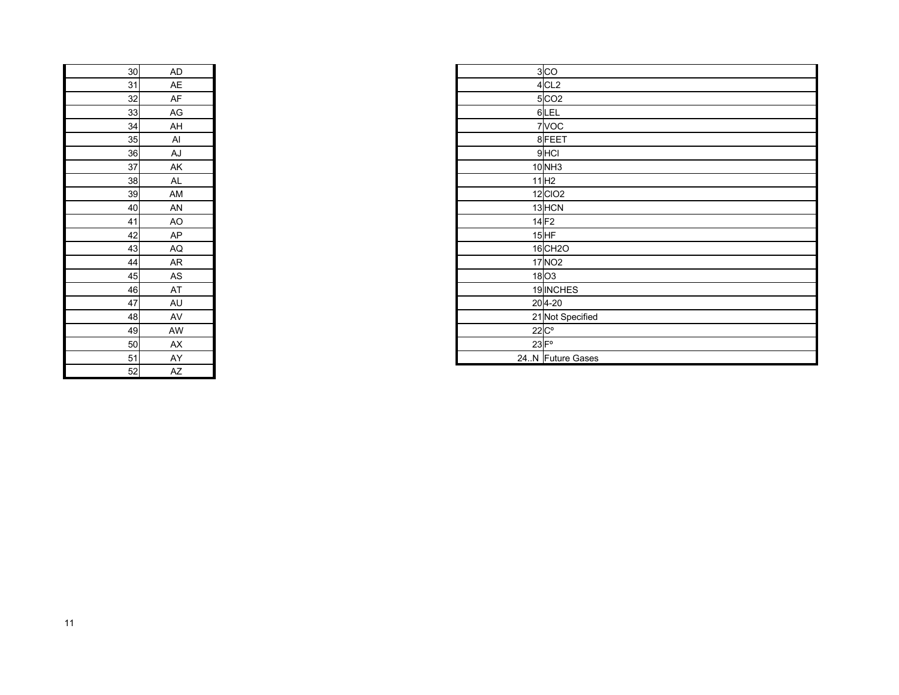| | |
|---|---|
| 30 | AD |
| 31 | AE |
| 32 | AF |
| 33 | AG |
| 34 | AH |
| 35 | AI |
| 36 | AJ |
| 37 | AK |
| 38 | AL |
| 39 | AM |
| 40 | AN |
| 41 | AO |
| 42 | AP |
| 43 | AQ |
| 44 | AR |
| 45 | AS |
| 46 | AT |
| 47 | AU |
| 48 | AV |
| 49 | AW |
| 50 | AX |
| 51 | AY |
| 52 | AZ |

| | |
|---|---|
| 3 | CO |
| 4 | CL2 |
| 5 | CO2 |
| 6 | LEL |
| 7 | VOC |
| 8 | FEET |
| 9 | HCl |
| 10 | NH3 |
| 11 | H2 |
| 12 | ClO2 |
| 13 | HCN |
| 14 | F2 |
| 15 | HF |
| 16 | CH2O |
| 17 | NO2 |
| 18 | O3 |
| 19 | INCHES |
| 20 | 4-20 |
| 21 | Not Specified |
| 22 | Cº |
| 23 | Fº |
| 24..N | Future Gases |